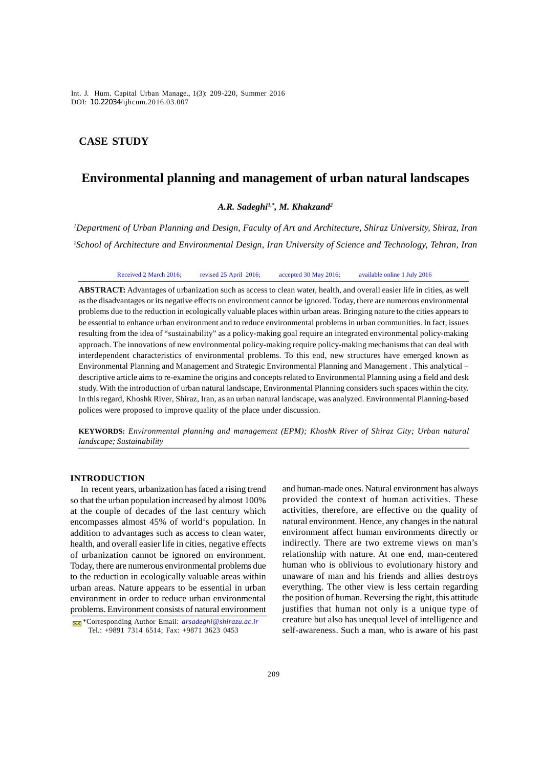CASE STUDY

# Environmental planning and management of urban natural landscapes

***A.R. Sadeghi[1,\*], M. Khakzand[2]***

*[1]Department of Urban Planning and Design, Faculty of Art and Architecture, Shiraz University, Shiraz, Iran*

*[2]School of Architecture and Environmental Design, Iran University of Science and Technology, Tehran, Iran*

Received 2 March 2016; revised 25 April 2016; accepted 30 May 2016; available online 1 July 2016

**ABSTRACT:** Advantages of urbanization such as access to clean water, health, and overall easier life in cities, as well as the disadvantages or its negative effects on environment cannot be ignored. Today, there are numerous environmental problems due to the reduction in ecologically valuable places within urban areas. Bringing nature to the cities appears to be essential to enhance urban environment and to reduce environmental problems in urban communities. In fact, issues resulting from the idea of "sustainability" as a policy-making goal require an integrated environmental policy-making approach. The innovations of new environmental policy-making require policy-making mechanisms that can deal with interdependent characteristics of environmental problems. To this end, new structures have emerged known as Environmental Planning and Management and Strategic Environmental Planning and Management . This analytical – descriptive article aims to re-examine the origins and concepts related to Environmental Planning using a field and desk study. With the introduction of urban natural landscape, Environmental Planning considers such spaces within the city. In this regard, Khoshk River, Shiraz, Iran, as an urban natural landscape, was analyzed. Environmental Planning-based polices were proposed to improve quality of the place under discussion.

**KEYWORDS:** *Environmental planning and management (EPM); Khoshk River of Shiraz City; Urban natural landscape; Sustainability*

## INTRODUCTION

In recent years, urbanization has faced a rising trend so that the urban population increased by almost 100% at the couple of decades of the last century which encompasses almost 45% of world's population. In addition to advantages such as access to clean water, health, and overall easier life in cities, negative effects of urbanization cannot be ignored on environment. Today, there are numerous environmental problems due to the reduction in ecologically valuable areas within urban areas. Nature appears to be essential in urban environment in order to reduce urban environmental problems. Environment consists of natural environment and human-made ones. Natural environment has always provided the context of human activities. These activities, therefore, are effective on the quality of natural environment. Hence, any changes in the natural environment affect human environments directly or indirectly. There are two extreme views on man's relationship with nature. At one end, man-centered human who is oblivious to evolutionary history and unaware of man and his friends and allies destroys everything. The other view is less certain regarding the position of human. Reversing the right, this attitude justifies that human not only is a unique type of creature but also has unequal level of intelligence and self-awareness. Such a man, who is aware of his past

\*Corresponding Author Email: *arsadeghi@shirazu.ac.ir*
Tel.: +9891 7314 6514; Fax: +9871 3623 0453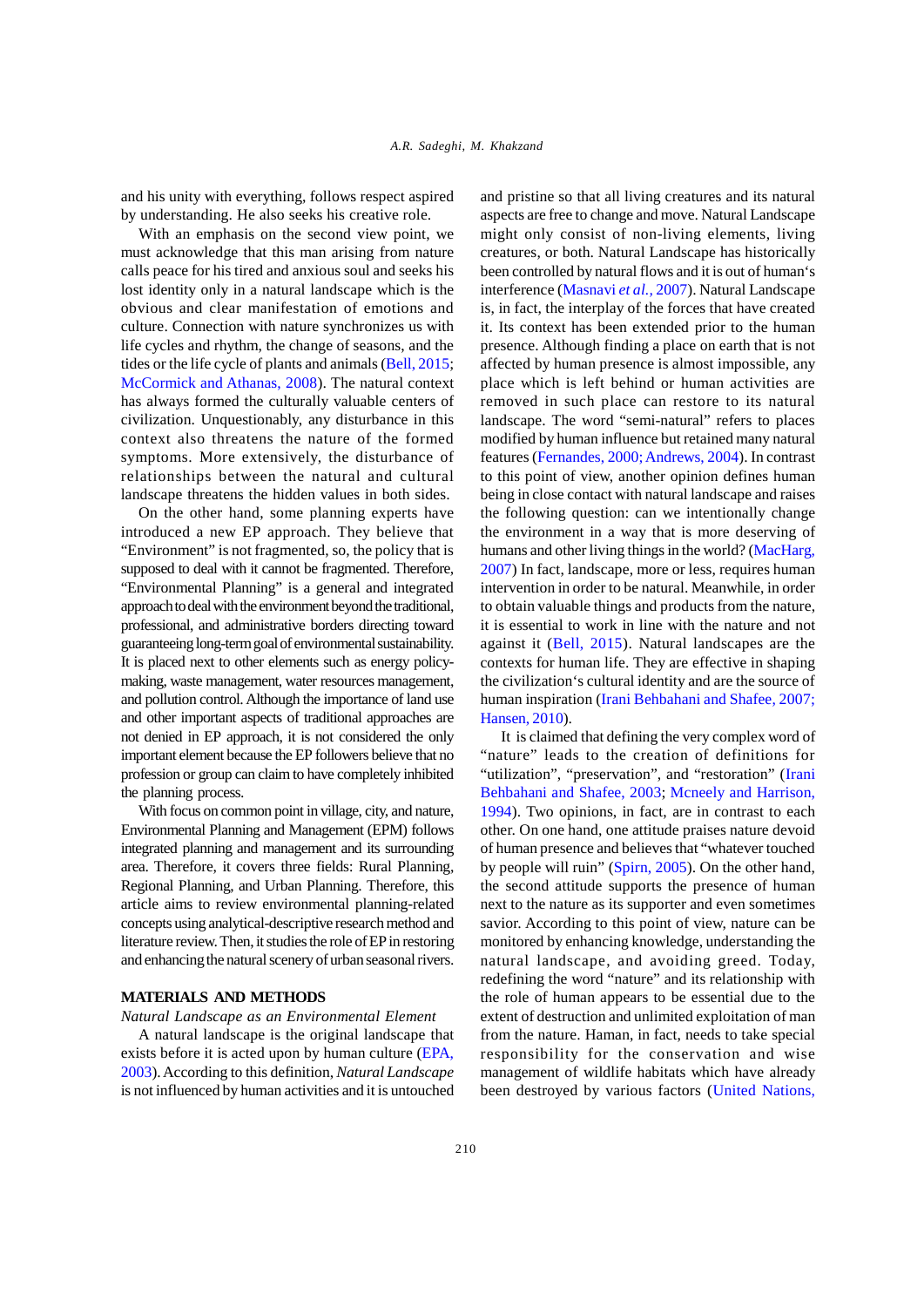and his unity with everything, follows respect aspired by understanding. He also seeks his creative role.

With an emphasis on the second view point, we must acknowledge that this man arising from nature calls peace for his tired and anxious soul and seeks his lost identity only in a natural landscape which is the obvious and clear manifestation of emotions and culture. Connection with nature synchronizes us with life cycles and rhythm, the change of seasons, and the tides or the life cycle of plants and animals (Bell, 2015; McCormick and Athanas, 2008). The natural context has always formed the culturally valuable centers of civilization. Unquestionably, any disturbance in this context also threatens the nature of the formed symptoms. More extensively, the disturbance of relationships between the natural and cultural landscape threatens the hidden values in both sides.

On the other hand, some planning experts have introduced a new EP approach. They believe that "Environment" is not fragmented, so, the policy that is supposed to deal with it cannot be fragmented. Therefore, "Environmental Planning" is a general and integrated approach to deal with the environment beyond the traditional, professional, and administrative borders directing toward guaranteeing long-term goal of environmental sustainability. It is placed next to other elements such as energy policy-making, waste management, water resources management, and pollution control. Although the importance of land use and other important aspects of traditional approaches are not denied in EP approach, it is not considered the only important element because the EP followers believe that no profession or group can claim to have completely inhibited the planning process.

With focus on common point in village, city, and nature, Environmental Planning and Management (EPM) follows integrated planning and management and its surrounding area. Therefore, it covers three fields: Rural Planning, Regional Planning, and Urban Planning. Therefore, this article aims to review environmental planning-related concepts using analytical-descriptive research method and literature review. Then, it studies the role of EP in restoring and enhancing the natural scenery of urban seasonal rivers.

## MATERIALS AND METHODS

*Natural Landscape as an Environmental Element*

A natural landscape is the original landscape that exists before it is acted upon by human culture (EPA, 2003). According to this definition, *Natural Landscape* is not influenced by human activities and it is untouched and pristine so that all living creatures and its natural aspects are free to change and move. Natural Landscape might only consist of non-living elements, living creatures, or both. Natural Landscape has historically been controlled by natural flows and it is out of human's interference (Masnavi *et al.*, 2007). Natural Landscape is, in fact, the interplay of the forces that have created it. Its context has been extended prior to the human presence. Although finding a place on earth that is not affected by human presence is almost impossible, any place which is left behind or human activities are removed in such place can restore to its natural landscape. The word "semi-natural" refers to places modified by human influence but retained many natural features (Fernandes, 2000; Andrews, 2004). In contrast to this point of view, another opinion defines human being in close contact with natural landscape and raises the following question: can we intentionally change the environment in a way that is more deserving of humans and other living things in the world? (MacHarg, 2007) In fact, landscape, more or less, requires human intervention in order to be natural. Meanwhile, in order to obtain valuable things and products from the nature, it is essential to work in line with the nature and not against it (Bell, 2015). Natural landscapes are the contexts for human life. They are effective in shaping the civilization's cultural identity and are the source of human inspiration (Irani Behbahani and Shafee, 2007; Hansen, 2010).

It is claimed that defining the very complex word of "nature" leads to the creation of definitions for "utilization", "preservation", and "restoration" (Irani Behbahani and Shafee, 2003; Mcneely and Harrison, 1994). Two opinions, in fact, are in contrast to each other. On one hand, one attitude praises nature devoid of human presence and believes that "whatever touched by people will ruin" (Spirn, 2005). On the other hand, the second attitude supports the presence of human next to the nature as its supporter and even sometimes savior. According to this point of view, nature can be monitored by enhancing knowledge, understanding the natural landscape, and avoiding greed. Today, redefining the word "nature" and its relationship with the role of human appears to be essential due to the extent of destruction and unlimited exploitation of man from the nature. Haman, in fact, needs to take special responsibility for the conservation and wise management of wildlife habitats which have already been destroyed by various factors (United Nations,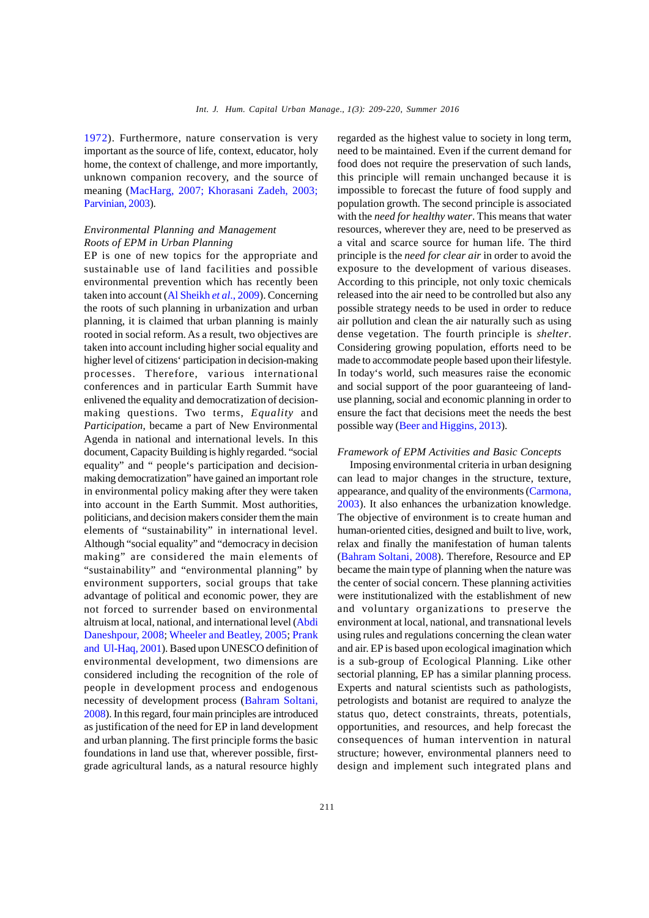1972). Furthermore, nature conservation is very important as the source of life, context, educator, holy home, the context of challenge, and more importantly, unknown companion recovery, and the source of meaning (MacHarg, 2007; Khorasani Zadeh, 2003; Parvinian, 2003).

### *Environmental Planning and Management*

#### *Roots of EPM in Urban Planning*

EP is one of new topics for the appropriate and sustainable use of land facilities and possible environmental prevention which has recently been taken into account (Al Sheikh *et al*., 2009). Concerning the roots of such planning in urbanization and urban planning, it is claimed that urban planning is mainly rooted in social reform. As a result, two objectives are taken into account including higher social equality and higher level of citizens' participation in decision-making processes. Therefore, various international conferences and in particular Earth Summit have enlivened the equality and democratization of decision-making questions. Two terms, *Equality* and *Participation*, became a part of New Environmental Agenda in national and international levels. In this document, Capacity Building is highly regarded. "social equality" and " people's participation and decision-making democratization" have gained an important role in environmental policy making after they were taken into account in the Earth Summit. Most authorities, politicians, and decision makers consider them the main elements of "sustainability" in international level. Although "social equality" and "democracy in decision making" are considered the main elements of "sustainability" and "environmental planning" by environment supporters, social groups that take advantage of political and economic power, they are not forced to surrender based on environmental altruism at local, national, and international level (Abdi Daneshpour, 2008; Wheeler and Beatley, 2005; Prank and Ul-Haq, 2001). Based upon UNESCO definition of environmental development, two dimensions are considered including the recognition of the role of people in development process and endogenous necessity of development process (Bahram Soltani, 2008). In this regard, four main principles are introduced as justification of the need for EP in land development and urban planning. The first principle forms the basic foundations in land use that, wherever possible, first-grade agricultural lands, as a natural resource highly regarded as the highest value to society in long term, need to be maintained. Even if the current demand for food does not require the preservation of such lands, this principle will remain unchanged because it is impossible to forecast the future of food supply and population growth. The second principle is associated with the *need for healthy water*. This means that water resources, wherever they are, need to be preserved as a vital and scarce source for human life. The third principle is the *need for clear air* in order to avoid the exposure to the development of various diseases. According to this principle, not only toxic chemicals released into the air need to be controlled but also any possible strategy needs to be used in order to reduce air pollution and clean the air naturally such as using dense vegetation. The fourth principle is *shelter*. Considering growing population, efforts need to be made to accommodate people based upon their lifestyle. In today's world, such measures raise the economic and social support of the poor guaranteeing of land-use planning, social and economic planning in order to ensure the fact that decisions meet the needs the best possible way (Beer and Higgins, 2013).

#### *Framework of EPM Activities and Basic Concepts*

Imposing environmental criteria in urban designing can lead to major changes in the structure, texture, appearance, and quality of the environments (Carmona, 2003). It also enhances the urbanization knowledge. The objective of environment is to create human and human-oriented cities, designed and built to live, work, relax and finally the manifestation of human talents (Bahram Soltani, 2008). Therefore, Resource and EP became the main type of planning when the nature was the center of social concern. These planning activities were institutionalized with the establishment of new and voluntary organizations to preserve the environment at local, national, and transnational levels using rules and regulations concerning the clean water and air. EP is based upon ecological imagination which is a sub-group of Ecological Planning. Like other sectorial planning, EP has a similar planning process. Experts and natural scientists such as pathologists, petrologists and botanist are required to analyze the status quo, detect constraints, threats, potentials, opportunities, and resources, and help forecast the consequences of human intervention in natural structure; however, environmental planners need to design and implement such integrated plans and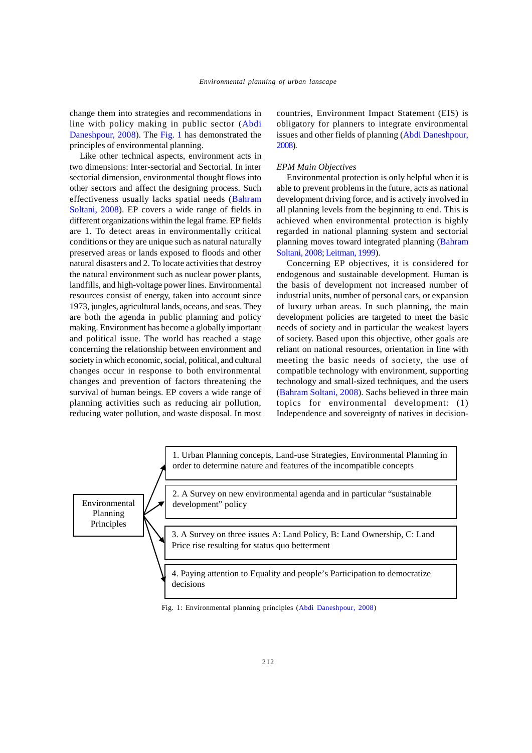change them into strategies and recommendations in line with policy making in public sector (Abdi Daneshpour, 2008). The Fig. 1 has demonstrated the principles of environmental planning.

Like other technical aspects, environment acts in two dimensions: Inter-sectorial and Sectorial. In inter sectorial dimension, environmental thought flows into other sectors and affect the designing process. Such effectiveness usually lacks spatial needs (Bahram Soltani, 2008). EP covers a wide range of fields in different organizations within the legal frame. EP fields are 1. To detect areas in environmentally critical conditions or they are unique such as natural naturally preserved areas or lands exposed to floods and other natural disasters and 2. To locate activities that destroy the natural environment such as nuclear power plants, landfills, and high-voltage power lines. Environmental resources consist of energy, taken into account since 1973, jungles, agricultural lands, oceans, and seas. They are both the agenda in public planning and policy making. Environment has become a globally important and political issue. The world has reached a stage concerning the relationship between environment and society in which economic, social, political, and cultural changes occur in response to both environmental changes and prevention of factors threatening the survival of human beings. EP covers a wide range of planning activities such as reducing air pollution, reducing water pollution, and waste disposal. In most countries, Environment Impact Statement (EIS) is obligatory for planners to integrate environmental issues and other fields of planning (Abdi Daneshpour, 2008).

*EPM Main Objectives*

Environmental protection is only helpful when it is able to prevent problems in the future, acts as national development driving force, and is actively involved in all planning levels from the beginning to end. This is achieved when environmental protection is highly regarded in national planning system and sectorial planning moves toward integrated planning (Bahram Soltani, 2008; Leitman, 1999).

Concerning EP objectives, it is considered for endogenous and sustainable development. Human is the basis of development not increased number of industrial units, number of personal cars, or expansion of luxury urban areas. In such planning, the main development policies are targeted to meet the basic needs of society and in particular the weakest layers of society. Based upon this objective, other goals are reliant on national resources, orientation in line with meeting the basic needs of society, the use of compatible technology with environment, supporting technology and small-sized techniques, and the users (Bahram Soltani, 2008). Sachs believed in three main topics for environmental development: (1) Independence and sovereignty of natives in decision-

Environmental Planning Principles

1. Urban Planning concepts, Land-use Strategies, Environmental Planning in order to determine nature and features of the incompatible concepts

2. A Survey on new environmental agenda and in particular "sustainable development" policy

3. A Survey on three issues A: Land Policy, B: Land Ownership, C: Land Price rise resulting for status quo betterment

4. Paying attention to Equality and people's Participation to democratize decisions

Fig. 1: Environmental planning principles (Abdi Daneshpour, 2008)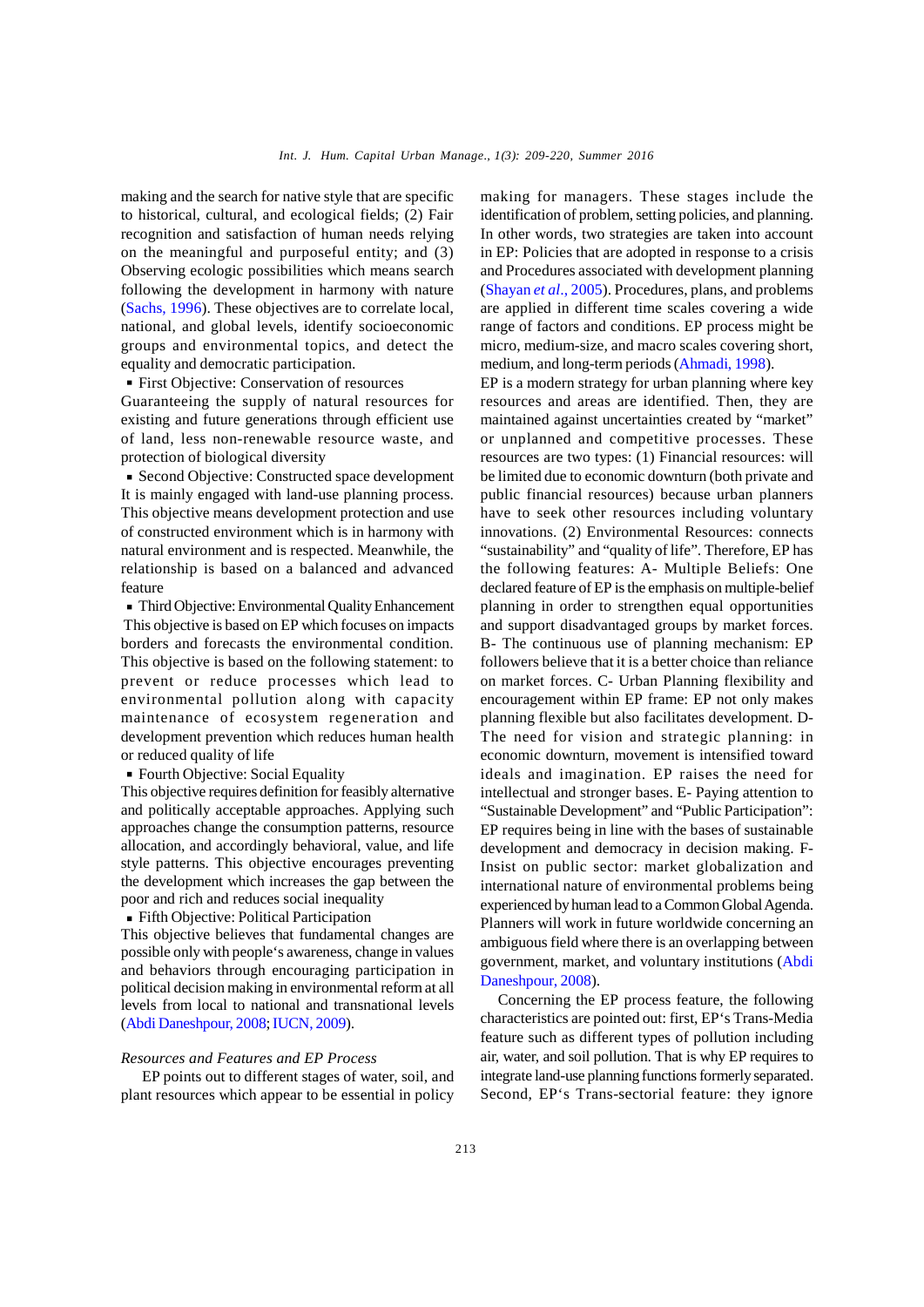making and the search for native style that are specific to historical, cultural, and ecological fields; (2) Fair recognition and satisfaction of human needs relying on the meaningful and purposeful entity; and (3) Observing ecologic possibilities which means search following the development in harmony with nature (Sachs, 1996). These objectives are to correlate local, national, and global levels, identify socioeconomic groups and environmental topics, and detect the equality and democratic participation.

- First Objective: Conservation of resources

Guaranteeing the supply of natural resources for existing and future generations through efficient use of land, less non-renewable resource waste, and protection of biological diversity

- Second Objective: Constructed space development

It is mainly engaged with land-use planning process. This objective means development protection and use of constructed environment which is in harmony with natural environment and is respected. Meanwhile, the relationship is based on a balanced and advanced feature

- Third Objective: Environmental Quality Enhancement

This objective is based on EP which focuses on impacts borders and forecasts the environmental condition. This objective is based on the following statement: to prevent or reduce processes which lead to environmental pollution along with capacity maintenance of ecosystem regeneration and development prevention which reduces human health or reduced quality of life

- Fourth Objective: Social Equality

This objective requires definition for feasibly alternative and politically acceptable approaches. Applying such approaches change the consumption patterns, resource allocation, and accordingly behavioral, value, and life style patterns. This objective encourages preventing the development which increases the gap between the poor and rich and reduces social inequality

- Fifth Objective: Political Participation

This objective believes that fundamental changes are possible only with people's awareness, change in values and behaviors through encouraging participation in political decision making in environmental reform at all levels from local to national and transnational levels (Abdi Daneshpour, 2008; IUCN, 2009).

*Resources and Features and EP Process*

EP points out to different stages of water, soil, and plant resources which appear to be essential in policy making for managers. These stages include the identification of problem, setting policies, and planning. In other words, two strategies are taken into account in EP: Policies that are adopted in response to a crisis and Procedures associated with development planning (Shayan *et al*., 2005). Procedures, plans, and problems are applied in different time scales covering a wide range of factors and conditions. EP process might be micro, medium-size, and macro scales covering short, medium, and long-term periods (Ahmadi, 1998).

EP is a modern strategy for urban planning where key resources and areas are identified. Then, they are maintained against uncertainties created by "market" or unplanned and competitive processes. These resources are two types: (1) Financial resources: will be limited due to economic downturn (both private and public financial resources) because urban planners have to seek other resources including voluntary innovations. (2) Environmental Resources: connects "sustainability" and "quality of life". Therefore, EP has the following features: A- Multiple Beliefs: One declared feature of EP is the emphasis on multiple-belief planning in order to strengthen equal opportunities and support disadvantaged groups by market forces. B- The continuous use of planning mechanism: EP followers believe that it is a better choice than reliance on market forces. C- Urban Planning flexibility and encouragement within EP frame: EP not only makes planning flexible but also facilitates development. D- The need for vision and strategic planning: in economic downturn, movement is intensified toward ideals and imagination. EP raises the need for intellectual and stronger bases. E- Paying attention to "Sustainable Development" and "Public Participation": EP requires being in line with the bases of sustainable development and democracy in decision making. F- Insist on public sector: market globalization and international nature of environmental problems being experienced by human lead to a Common Global Agenda. Planners will work in future worldwide concerning an ambiguous field where there is an overlapping between government, market, and voluntary institutions (Abdi Daneshpour, 2008).

Concerning the EP process feature, the following characteristics are pointed out: first, EP's Trans-Media feature such as different types of pollution including air, water, and soil pollution. That is why EP requires to integrate land-use planning functions formerly separated. Second, EP's Trans-sectorial feature: they ignore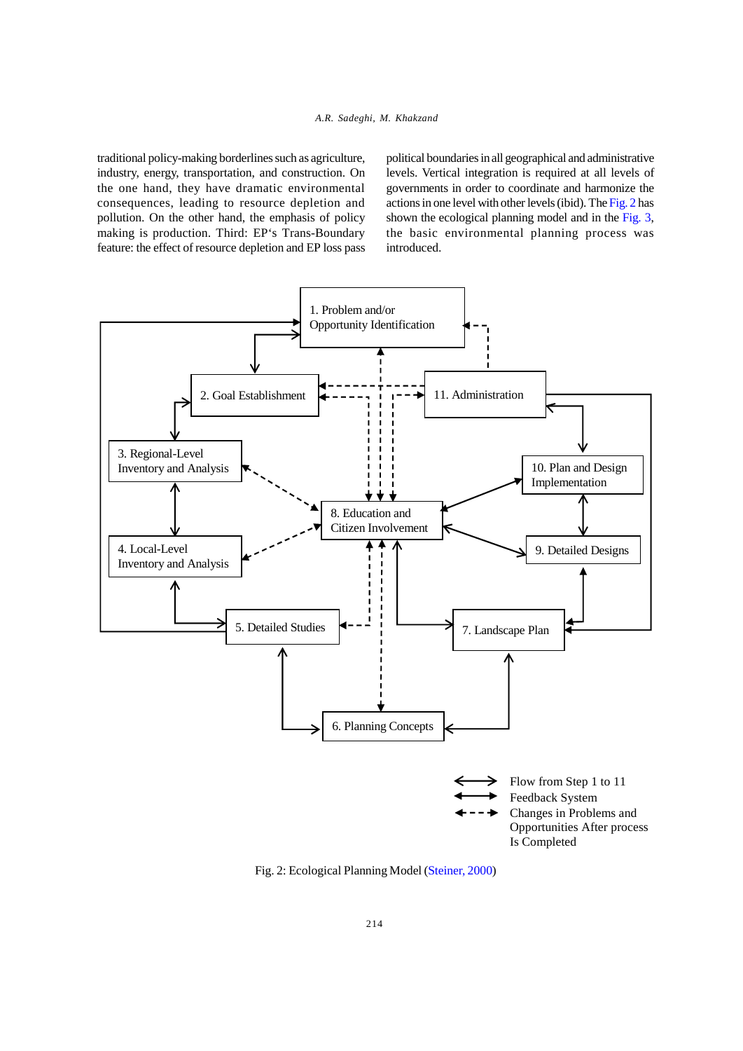traditional policy-making borderlines such as agriculture, industry, energy, transportation, and construction. On the one hand, they have dramatic environmental consequences, leading to resource depletion and pollution. On the other hand, the emphasis of policy making is production. Third: EP's Trans-Boundary feature: the effect of resource depletion and EP loss pass political boundaries in all geographical and administrative levels. Vertical integration is required at all levels of governments in order to coordinate and harmonize the actions in one level with other levels (ibid). The Fig. 2 has shown the ecological planning model and in the Fig. 3, the basic environmental planning process was introduced.

Fig. 2: Ecological Planning Model (Steiner, 2000)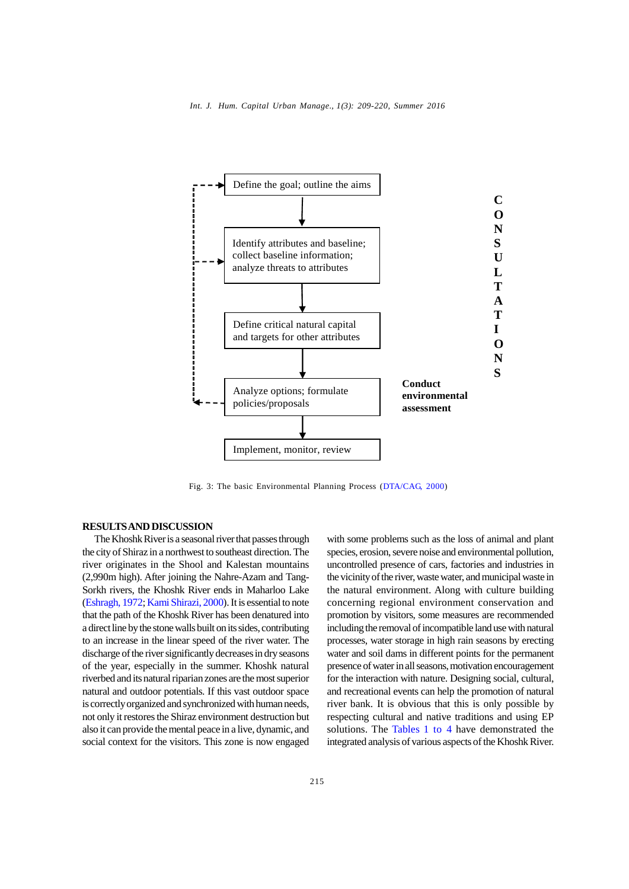Define the goal; outline the aims

Identify attributes and baseline; collect baseline information; analyze threats to attributes

Define critical natural capital and targets for other attributes

Analyze options; formulate policies/proposals

Implement, monitor, review

**Conduct environmental assessment**

**CONSULTATIONS**

Fig. 3: The basic Environmental Planning Process (DTA/CAG, 2000)

## RESULTS AND DISCUSSION

The Khoshk River is a seasonal river that passes through the city of Shiraz in a northwest to southeast direction. The river originates in the Shool and Kalestan mountains (2,990m high). After joining the Nahre-Azam and Tang-Sorkh rivers, the Khoshk River ends in Maharloo Lake (Eshragh, 1972; Kami Shirazi, 2000). It is essential to note that the path of the Khoshk River has been denatured into a direct line by the stone walls built on its sides, contributing to an increase in the linear speed of the river water. The discharge of the river significantly decreases in dry seasons of the year, especially in the summer. Khoshk natural riverbed and its natural riparian zones are the most superior natural and outdoor potentials. If this vast outdoor space is correctly organized and synchronized with human needs, not only it restores the Shiraz environment destruction but also it can provide the mental peace in a live, dynamic, and social context for the visitors. This zone is now engaged with some problems such as the loss of animal and plant species, erosion, severe noise and environmental pollution, uncontrolled presence of cars, factories and industries in the vicinity of the river, waste water, and municipal waste in the natural environment. Along with culture building concerning regional environment conservation and promotion by visitors, some measures are recommended including the removal of incompatible land use with natural processes, water storage in high rain seasons by erecting water and soil dams in different points for the permanent presence of water in all seasons, motivation encouragement for the interaction with nature. Designing social, cultural, and recreational events can help the promotion of natural river bank. It is obvious that this is only possible by respecting cultural and native traditions and using EP solutions. The Tables 1 to 4 have demonstrated the integrated analysis of various aspects of the Khoshk River.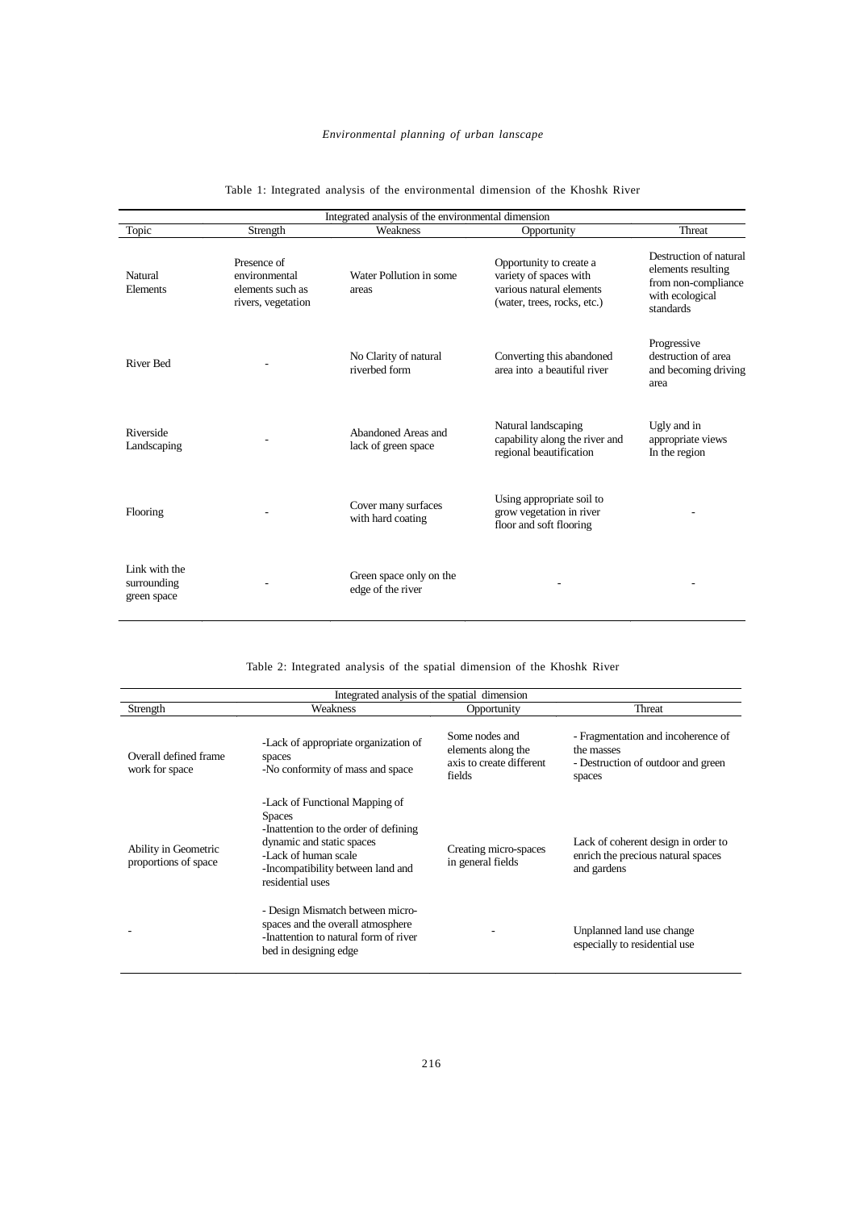Table 1: Integrated analysis of the environmental dimension of the Khoshk River

| Integrated analysis of the environmental dimension | | | | |
|---|---|---|---|---|
| Topic | Strength | Weakness | Opportunity | Threat |
| Natural Elements | Presence of environmental elements such as rivers, vegetation | Water Pollution in some areas | Opportunity to create a variety of spaces with various natural elements (water, trees, rocks, etc.) | Destruction of natural elements resulting from non-compliance with ecological standards |
| River Bed | - | No Clarity of natural riverbed form | Converting this abandoned area into a beautiful river | Progressive destruction of area and becoming driving area |
| Riverside Landscaping | - | Abandoned Areas and lack of green space | Natural landscaping capability along the river and regional beautification | Ugly and in appropriate views In the region |
| Flooring | - | Cover many surfaces with hard coating | Using appropriate soil to grow vegetation in river floor and soft flooring | - |
| Link with the surrounding green space | - | Green space only on the edge of the river | - | - |

Table 2: Integrated analysis of the spatial dimension of the Khoshk River

| Integrated analysis of the spatial dimension | | | |
|---|---|---|---|
| Strength | Weakness | Opportunity | Threat |
| Overall defined frame work for space | -Lack of appropriate organization of spaces<br>-No conformity of mass and space | Some nodes and elements along the axis to create different fields | - Fragmentation and incoherence of the masses<br>- Destruction of outdoor and green spaces |
| Ability in Geometric proportions of space | -Lack of Functional Mapping of Spaces<br>-Inattention to the order of defining dynamic and static spaces<br>-Lack of human scale<br>-Incompatibility between land and residential uses | Creating micro-spaces in general fields | Lack of coherent design in order to enrich the precious natural spaces and gardens |
| - | - Design Mismatch between micro-spaces and the overall atmosphere<br>-Inattention to natural form of river bed in designing edge | - | Unplanned land use change especially to residential use |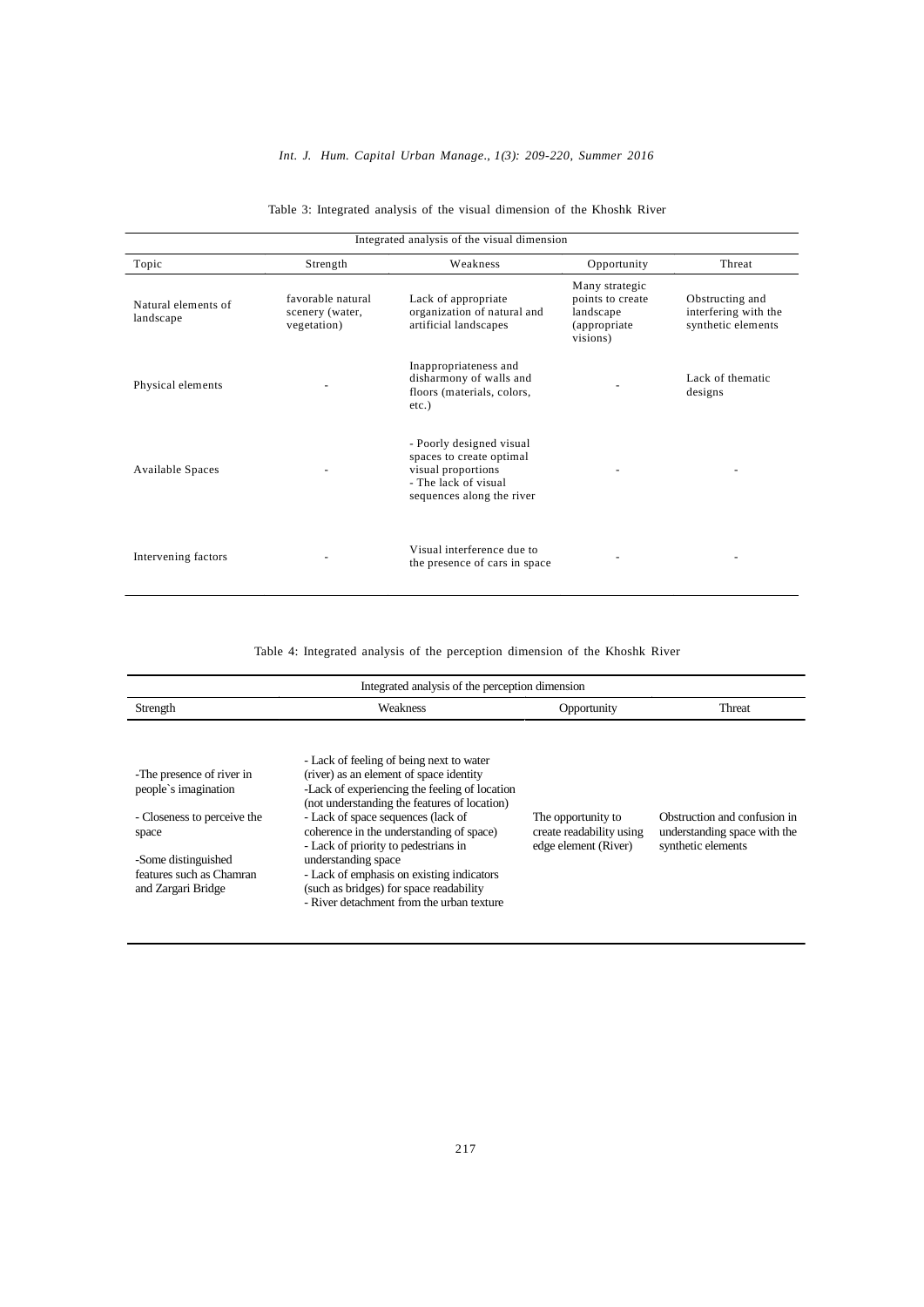Table 3: Integrated analysis of the visual dimension of the Khoshk River

| Integrated analysis of the visual dimension | | | | |
|---|---|---|---|---|
| Topic | Strength | Weakness | Opportunity | Threat |
| Natural elements of landscape | favorable natural scenery (water, vegetation) | Lack of appropriate organization of natural and artificial landscapes | Many strategic points to create landscape (appropriate visions) | Obstructing and interfering with the synthetic elements |
| Physical elements | - | Inappropriateness and disharmony of walls and floors (materials, colors, etc.) | - | Lack of thematic designs |
| Available Spaces | - | - Poorly designed visual spaces to create optimal visual proportions<br>- The lack of visual sequences along the river | - | - |
| Intervening factors | - | Visual interference due to the presence of cars in space | - | - |

Table 4: Integrated analysis of the perception dimension of the Khoshk River

| Integrated analysis of the perception dimension | | | |
|---|---|---|---|
| Strength | Weakness | Opportunity | Threat |
| -The presence of river in people`s imagination<br>- Closeness to perceive the space<br>-Some distinguished features such as Chamran and Zargari Bridge | - Lack of feeling of being next to water (river) as an element of space identity<br>-Lack of experiencing the feeling of location (not understanding the features of location)<br>- Lack of space sequences (lack of coherence in the understanding of space)<br>- Lack of priority to pedestrians in understanding space<br>- Lack of emphasis on existing indicators (such as bridges) for space readability<br>- River detachment from the urban texture | The opportunity to create readability using edge element (River) | Obstruction and confusion in understanding space with the synthetic elements |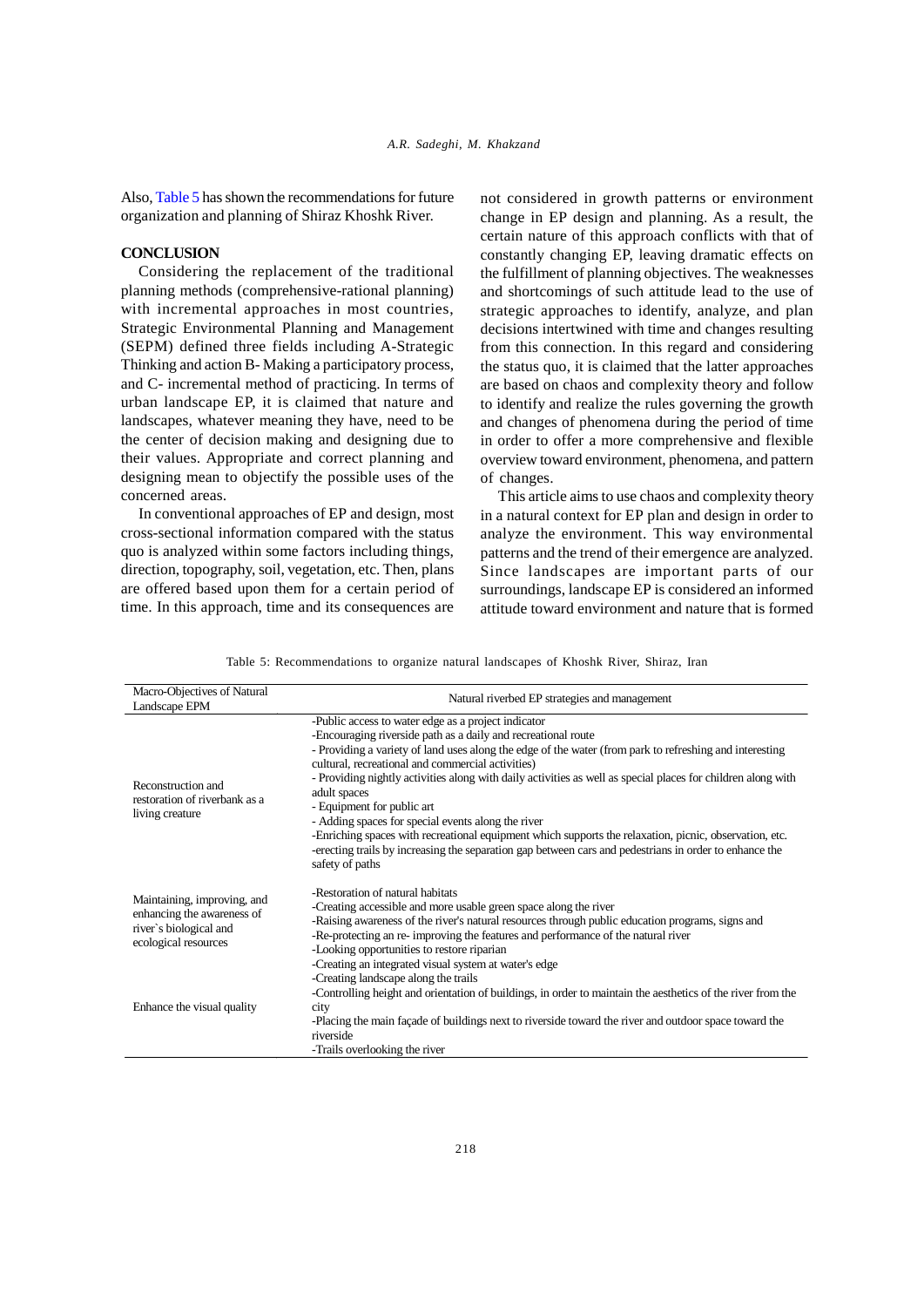Also, Table 5 has shown the recommendations for future organization and planning of Shiraz Khoshk River.

## CONCLUSION

Considering the replacement of the traditional planning methods (comprehensive-rational planning) with incremental approaches in most countries, Strategic Environmental Planning and Management (SEPM) defined three fields including A-Strategic Thinking and action B- Making a participatory process, and C- incremental method of practicing. In terms of urban landscape EP, it is claimed that nature and landscapes, whatever meaning they have, need to be the center of decision making and designing due to their values. Appropriate and correct planning and designing mean to objectify the possible uses of the concerned areas.

In conventional approaches of EP and design, most cross-sectional information compared with the status quo is analyzed within some factors including things, direction, topography, soil, vegetation, etc. Then, plans are offered based upon them for a certain period of time. In this approach, time and its consequences are not considered in growth patterns or environment change in EP design and planning. As a result, the certain nature of this approach conflicts with that of constantly changing EP, leaving dramatic effects on the fulfillment of planning objectives. The weaknesses and shortcomings of such attitude lead to the use of strategic approaches to identify, analyze, and plan decisions intertwined with time and changes resulting from this connection. In this regard and considering the status quo, it is claimed that the latter approaches are based on chaos and complexity theory and follow to identify and realize the rules governing the growth and changes of phenomena during the period of time in order to offer a more comprehensive and flexible overview toward environment, phenomena, and pattern of changes.

This article aims to use chaos and complexity theory in a natural context for EP plan and design in order to analyze the environment. This way environmental patterns and the trend of their emergence are analyzed. Since landscapes are important parts of our surroundings, landscape EP is considered an informed attitude toward environment and nature that is formed

Table 5: Recommendations to organize natural landscapes of Khoshk River, Shiraz, Iran

| Macro-Objectives of Natural Landscape EPM | Natural riverbed EP strategies and management |
|---|---|
| Reconstruction and restoration of riverbank as a living creature | -Public access to water edge as a project indicator<br>-Encouraging riverside path as a daily and recreational route<br>- Providing a variety of land uses along the edge of the water (from park to refreshing and interesting cultural, recreational and commercial activities)<br>- Providing nightly activities along with daily activities as well as special places for children along with adult spaces<br>- Equipment for public art<br>- Adding spaces for special events along the river<br>-Enriching spaces with recreational equipment which supports the relaxation, picnic, observation, etc.<br>-erecting trails by increasing the separation gap between cars and pedestrians in order to enhance the safety of paths |
| Maintaining, improving, and enhancing the awareness of river`s biological and ecological resources | -Restoration of natural habitats<br>-Creating accessible and more usable green space along the river<br>-Raising awareness of the river's natural resources through public education programs, signs and<br>-Re-protecting an re- improving the features and performance of the natural river<br>-Looking opportunities to restore riparian |
| Enhance the visual quality | -Creating an integrated visual system at water's edge<br>-Creating landscape along the trails<br>-Controlling height and orientation of buildings, in order to maintain the aesthetics of the river from the city<br>-Placing the main façade of buildings next to riverside toward the river and outdoor space toward the riverside<br>-Trails overlooking the river |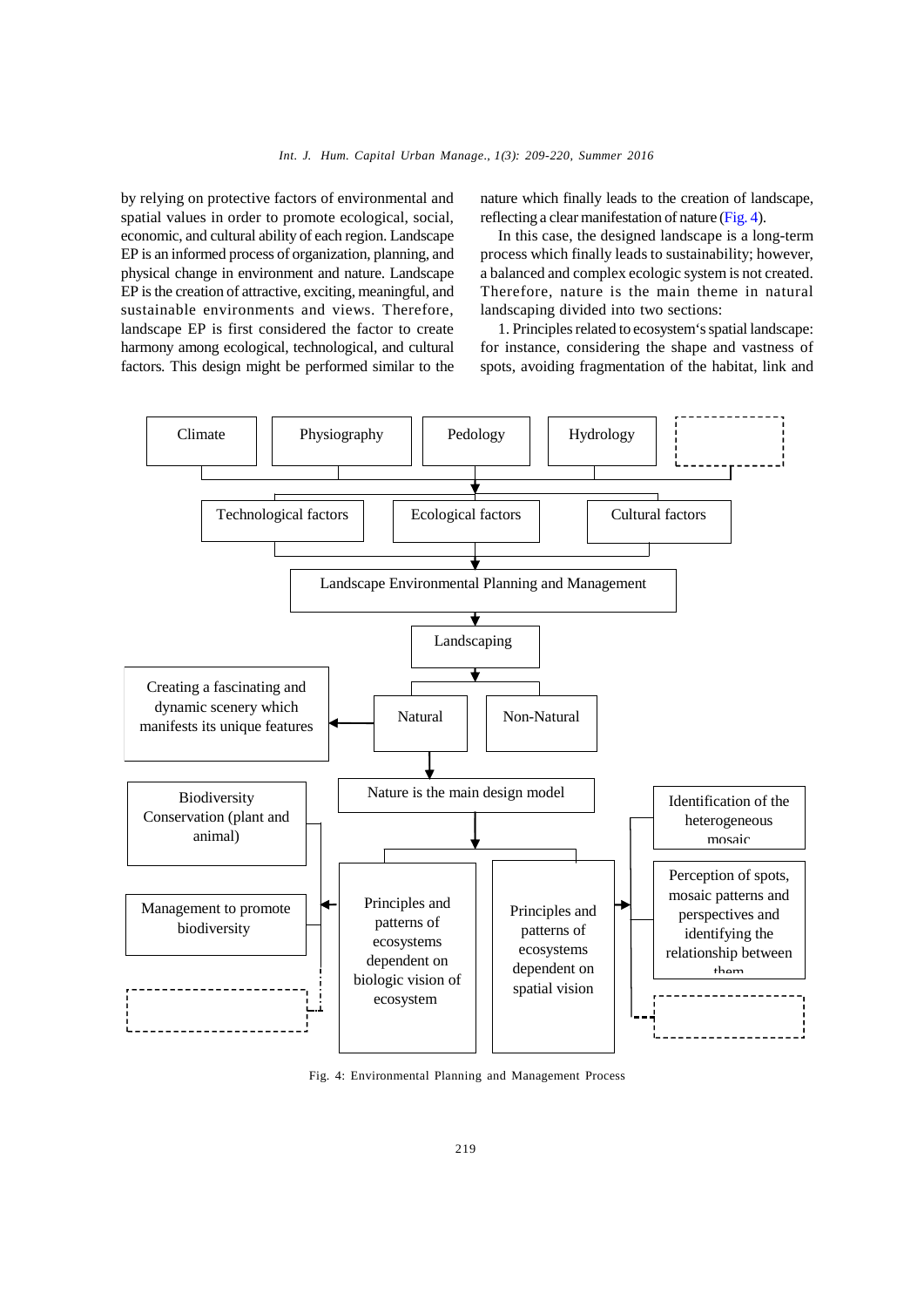by relying on protective factors of environmental and spatial values in order to promote ecological, social, economic, and cultural ability of each region. Landscape EP is an informed process of organization, planning, and physical change in environment and nature. Landscape EP is the creation of attractive, exciting, meaningful, and sustainable environments and views. Therefore, landscape EP is first considered the factor to create harmony among ecological, technological, and cultural factors. This design might be performed similar to the nature which finally leads to the creation of landscape, reflecting a clear manifestation of nature (Fig. 4).

In this case, the designed landscape is a long-term process which finally leads to sustainability; however, a balanced and complex ecologic system is not created. Therefore, nature is the main theme in natural landscaping divided into two sections:

1. Principles related to ecosystem's spatial landscape: for instance, considering the shape and vastness of spots, avoiding fragmentation of the habitat, link and

Climate | Physiography | Pedology | Hydrology

Technological factors | Ecological factors | Cultural factors

Landscape Environmental Planning and Management

Landscaping

Natural | Non-Natural

Creating a fascinating and dynamic scenery which manifests its unique features

Nature is the main design model

Principles and patterns of ecosystems dependent on biologic vision of ecosystem

- Biodiversity Conservation (plant and animal)
- Management to promote biodiversity

Principles and patterns of ecosystems dependent on spatial vision

- Identification of the heterogeneous mosaic
- Perception of spots, mosaic patterns and perspectives and identifying the relationship between them

Fig. 4: Environmental Planning and Management Process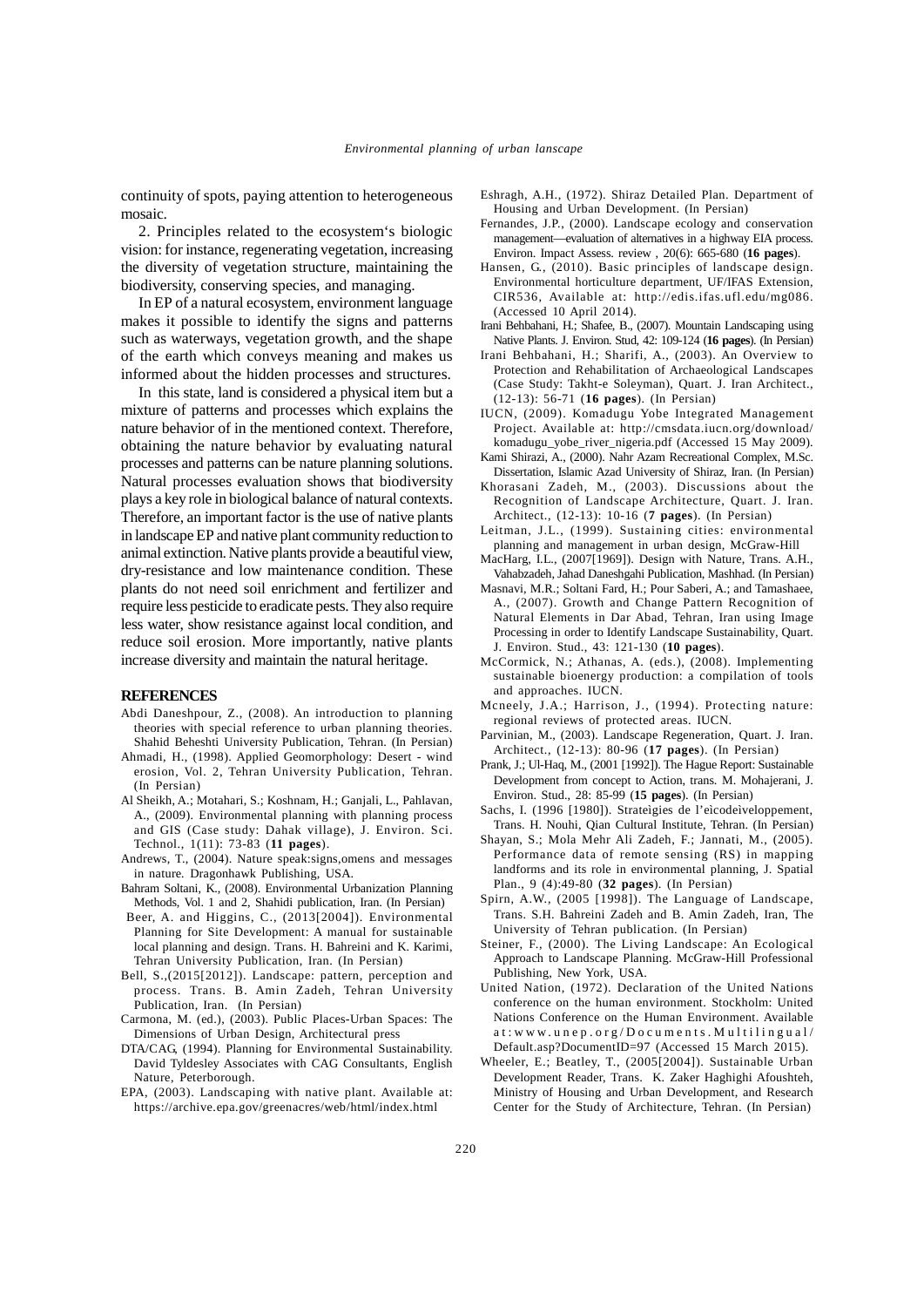continuity of spots, paying attention to heterogeneous mosaic.

2. Principles related to the ecosystem's biologic vision: for instance, regenerating vegetation, increasing the diversity of vegetation structure, maintaining the biodiversity, conserving species, and managing.

In EP of a natural ecosystem, environment language makes it possible to identify the signs and patterns such as waterways, vegetation growth, and the shape of the earth which conveys meaning and makes us informed about the hidden processes and structures.

In this state, land is considered a physical item but a mixture of patterns and processes which explains the nature behavior of in the mentioned context. Therefore, obtaining the nature behavior by evaluating natural processes and patterns can be nature planning solutions. Natural processes evaluation shows that biodiversity plays a key role in biological balance of natural contexts. Therefore, an important factor is the use of native plants in landscape EP and native plant community reduction to animal extinction. Native plants provide a beautiful view, dry-resistance and low maintenance condition. These plants do not need soil enrichment and fertilizer and require less pesticide to eradicate pests. They also require less water, show resistance against local condition, and reduce soil erosion. More importantly, native plants increase diversity and maintain the natural heritage.

## REFERENCES

Abdi Daneshpour, Z., (2008). An introduction to planning theories with special reference to urban planning theories. Shahid Beheshti University Publication, Tehran. (In Persian)

Ahmadi, H., (1998). Applied Geomorphology: Desert - wind erosion, Vol. 2, Tehran University Publication, Tehran. (In Persian)

Al Sheikh, A.; Motahari, S.; Koshnam, H.; Ganjali, L., Pahlavan, A., (2009). Environmental planning with planning process and GIS (Case study: Dahak village), J. Environ. Sci. Technol., 1(11): 73-83 (**11 pages**).

Andrews, T., (2004). Nature speak:signs,omens and messages in nature. Dragonhawk Publishing, USA.

Bahram Soltani, K., (2008). Environmental Urbanization Planning Methods, Vol. 1 and 2, Shahidi publication, Iran. (In Persian)

Beer, A. and Higgins, C., (2013[2004]). Environmental Planning for Site Development: A manual for sustainable local planning and design. Trans. H. Bahreini and K. Karimi, Tehran University Publication, Tehran. (In Persian)

Bell, S.,(2015[2012]). Landscape: pattern, perception and process. Trans. B. Amin Zadeh, Tehran University Publication, Iran. (In Persian)

Carmona, M. (ed.), (2003). Public Places-Urban Spaces: The Dimensions of Urban Design, Architectural press

DTA/CAG, (1994). Planning for Environmental Sustainability. David Tyldesley Associates with CAG Consultants, English Nature, Peterborough.

EPA, (2003). Landscaping with native plant. Available at: https://archive.epa.gov/greenacres/web/html/index.html

Eshragh, A.H., (1972). Shiraz Detailed Plan. Department of Housing and Urban Development. (In Persian)

Fernandes, J.P., (2000). Landscape ecology and conservation management—evaluation of alternatives in a highway EIA process. Environ. Impact Assess. review , 20(6): 665-680 (**16 pages**).

Hansen, G., (2010). Basic principles of landscape design. Environmental horticulture department, UF/IFAS Extension, CIR536, Available at: http://edis.ifas.ufl.edu/mg086. (Accessed 10 April 2014).

Irani Behbahani, H.; Shafee, B., (2007). Mountain Landscaping using Native Plants. J. Environ. Stud, 42: 109-124 (**16 pages**). (In Persian)

Irani Behbahani, H.; Sharifi, A., (2003). An Overview to Protection and Rehabilitation of Archaeological Landscapes (Case Study: Takht-e Soleyman), Quart. J. Iran Architect., (12-13): 56-71 (**16 pages**). (In Persian)

IUCN, (2009). Komadugu Yobe Integrated Management Project. Available at: http://cmsdata.iucn.org/download/komadugu_yobe_river_nigeria.pdf (Accessed 15 May 2009).

Kami Shirazi, A., (2000). Nahr Azam Recreational Complex, M.Sc. Dissertation, Islamic Azad University of Shiraz, Iran. (In Persian)

Khorasani Zadeh, M., (2003). Discussions about the Recognition of Landscape Architecture, Quart. J. Iran. Architect., (12-13): 10-16 (**7 pages**). (In Persian)

Leitman, J.L., (1999). Sustaining cities: environmental planning and management in urban design, McGraw-Hill

MacHarg, I.L., (2007[1969]). Design with Nature, Trans. A.H., Vahabzadeh, Jahad Daneshgahi Publication, Mashhad. (In Persian)

Masnavi, M.R.; Soltani Fard, H.; Pour Saberi, A.; and Tamashaee, A., (2007). Growth and Change Pattern Recognition of Natural Elements in Dar Abad, Tehran, Iran using Image Processing in order to Identify Landscape Sustainability, Quart. J. Environ. Stud., 43: 121-130 (**10 pages**).

McCormick, N.; Athanas, A. (eds.), (2008). Implementing sustainable bioenergy production: a compilation of tools and approaches. IUCN.

Mcneely, J.A.; Harrison, J., (1994). Protecting nature: regional reviews of protected areas. IUCN.

Parvinian, M., (2003). Landscape Regeneration, Quart. J. Iran. Architect., (12-13): 80-96 (**17 pages**). (In Persian)

Prank, J.; Ul-Haq, M., (2001 [1992]). The Hague Report: Sustainable Development from concept to Action, trans. M. Mohajerani, J. Environ. Stud., 28: 85-99 (**15 pages**). (In Persian)

Sachs, I. (1996 [1980]). Strateigies de l'eicodeiveloppement, Trans. H. Nouhi, Qian Cultural Institute, Tehran. (In Persian)

Shayan, S.; Mola Mehr Ali Zadeh, F.; Jannati, M., (2005). Performance data of remote sensing (RS) in mapping landforms and its role in environmental planning, J. Spatial Plan., 9 (4):49-80 (**32 pages**). (In Persian)

Spirn, A.W., (2005 [1998]). The Language of Landscape, Trans. S.H. Bahreini Zadeh and B. Amin Zadeh, Iran, The University of Tehran publication. (In Persian)

Steiner, F., (2000). The Living Landscape: An Ecological Approach to Landscape Planning. McGraw-Hill Professional Publishing, New York, USA.

United Nation, (1972). Declaration of the United Nations conference on the human environment. Stockholm: United Nations Conference on the Human Environment. Available at:www.unep.org/Documents.Multilingual/Default.asp?DocumentID=97 (Accessed 15 March 2015).

Wheeler, E.; Beatley, T., (2005[2004]). Sustainable Urban Development Reader, Trans. K. Zaker Haghighi Afoushteh, Ministry of Housing and Urban Development, and Research Center for the Study of Architecture, Tehran. (In Persian)